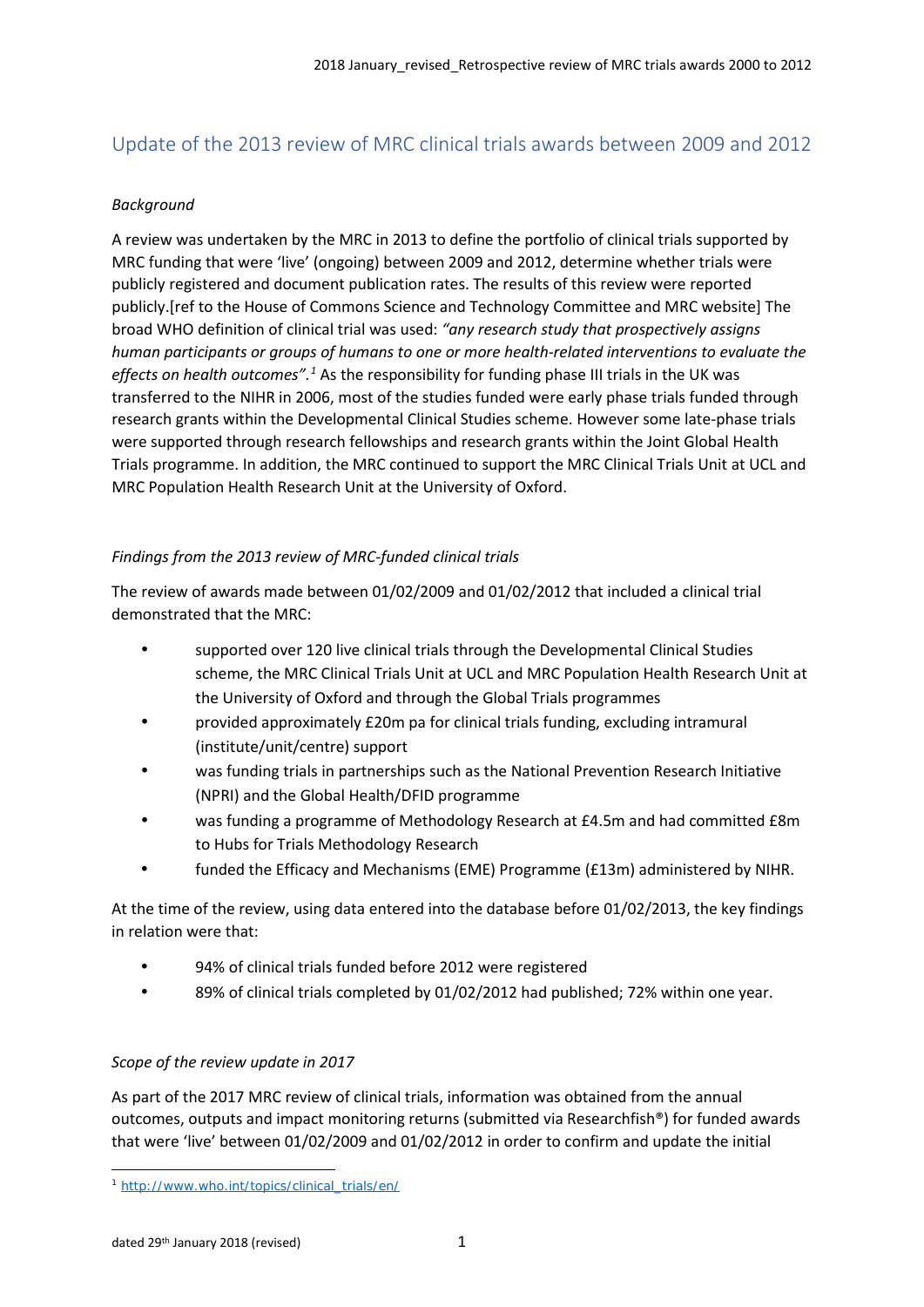## Update of the 2013 review of MRC clinical trials awards between 2009 and 2012

*Background*

A review was undertaken by the MRC in 2013 to define the portfolio of clinical trials supported by MRC funding that were 'live' (ongoing) between 2009 and 2012, determine whether trials were publicly registered and document publication rates. The results of this review were reported publicly.[ref to the House of Commons Science and Technology Committee and MRC website] The broad WHO definition of clinical trial was used: *"any research study that prospectively assigns human participants or groups of humans to one or more health-related interventions to evaluate the effects on health outcomes".*[1] As the responsibility for funding phase III trials in the UK was transferred to the NIHR in 2006, most of the studies funded were early phase trials funded through research grants within the Developmental Clinical Studies scheme. However some late-phase trials were supported through research fellowships and research grants within the Joint Global Health Trials programme. In addition, the MRC continued to support the MRC Clinical Trials Unit at UCL and MRC Population Health Research Unit at the University of Oxford.

*Findings from the 2013 review of MRC-funded clinical trials*

The review of awards made between 01/02/2009 and 01/02/2012 that included a clinical trial demonstrated that the MRC:

- supported over 120 live clinical trials through the Developmental Clinical Studies scheme, the MRC Clinical Trials Unit at UCL and MRC Population Health Research Unit at the University of Oxford and through the Global Trials programmes
- provided approximately £20m pa for clinical trials funding, excluding intramural (institute/unit/centre) support
- was funding trials in partnerships such as the National Prevention Research Initiative (NPRI) and the Global Health/DFID programme
- was funding a programme of Methodology Research at £4.5m and had committed £8m to Hubs for Trials Methodology Research
- funded the Efficacy and Mechanisms (EME) Programme (£13m) administered by NIHR.

At the time of the review, using data entered into the database before 01/02/2013, the key findings in relation were that:

- 94% of clinical trials funded before 2012 were registered
- 89% of clinical trials completed by 01/02/2012 had published; 72% within one year.

*Scope of the review update in 2017*

As part of the 2017 MRC review of clinical trials, information was obtained from the annual outcomes, outputs and impact monitoring returns (submitted via Researchfish®) for funded awards that were 'live' between 01/02/2009 and 01/02/2012 in order to confirm and update the initial

[1] http://www.who.int/topics/clinical_trials/en/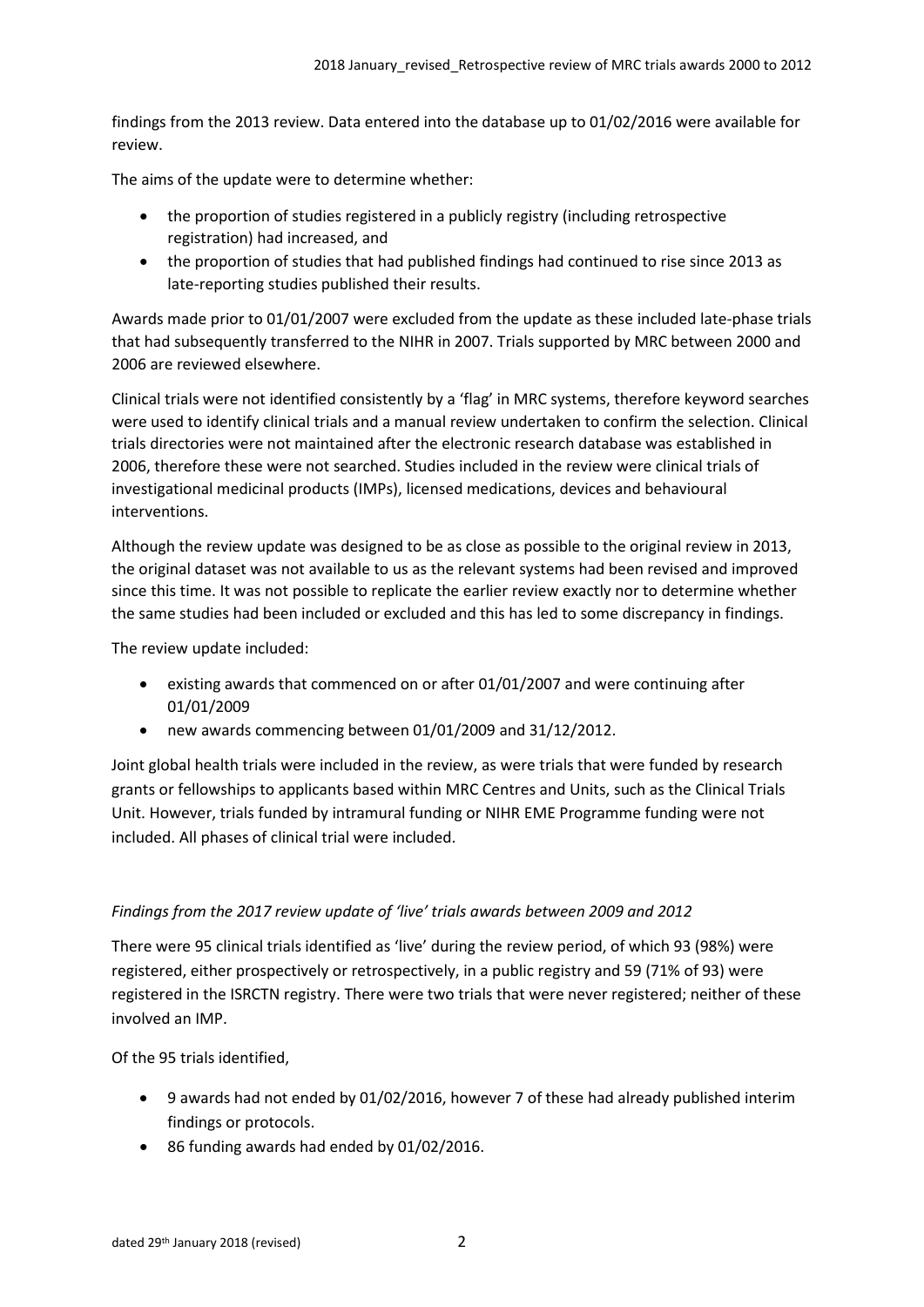findings from the 2013 review. Data entered into the database up to 01/02/2016 were available for review.

The aims of the update were to determine whether:

- the proportion of studies registered in a publicly registry (including retrospective registration) had increased, and
- the proportion of studies that had published findings had continued to rise since 2013 as late-reporting studies published their results.

Awards made prior to 01/01/2007 were excluded from the update as these included late-phase trials that had subsequently transferred to the NIHR in 2007. Trials supported by MRC between 2000 and 2006 are reviewed elsewhere.

Clinical trials were not identified consistently by a 'flag' in MRC systems, therefore keyword searches were used to identify clinical trials and a manual review undertaken to confirm the selection. Clinical trials directories were not maintained after the electronic research database was established in 2006, therefore these were not searched. Studies included in the review were clinical trials of investigational medicinal products (IMPs), licensed medications, devices and behavioural interventions.

Although the review update was designed to be as close as possible to the original review in 2013, the original dataset was not available to us as the relevant systems had been revised and improved since this time. It was not possible to replicate the earlier review exactly nor to determine whether the same studies had been included or excluded and this has led to some discrepancy in findings.

The review update included:

- existing awards that commenced on or after 01/01/2007 and were continuing after 01/01/2009
- new awards commencing between 01/01/2009 and 31/12/2012.

Joint global health trials were included in the review, as were trials that were funded by research grants or fellowships to applicants based within MRC Centres and Units, such as the Clinical Trials Unit. However, trials funded by intramural funding or NIHR EME Programme funding were not included. All phases of clinical trial were included.

*Findings from the 2017 review update of 'live' trials awards between 2009 and 2012*

There were 95 clinical trials identified as 'live' during the review period, of which 93 (98%) were registered, either prospectively or retrospectively, in a public registry and 59 (71% of 93) were registered in the ISRCTN registry. There were two trials that were never registered; neither of these involved an IMP.

Of the 95 trials identified,

- 9 awards had not ended by 01/02/2016, however 7 of these had already published interim findings or protocols.
- 86 funding awards had ended by 01/02/2016.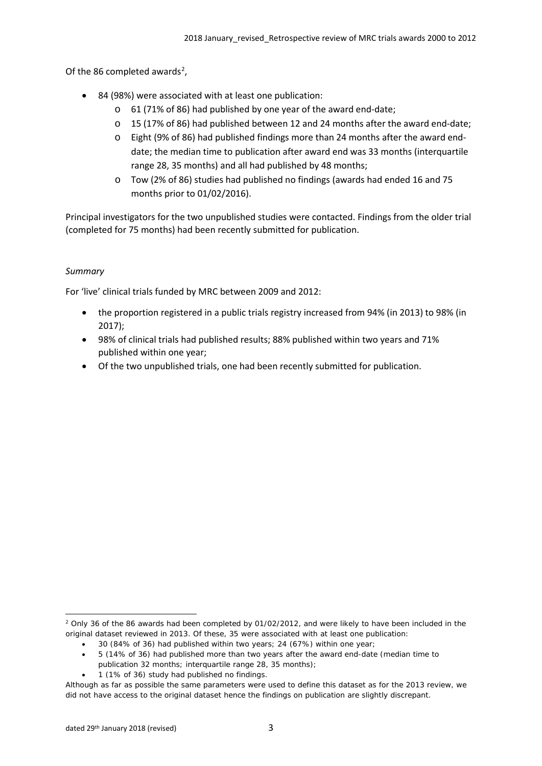Of the 86 completed awards[2],

- 84 (98%) were associated with at least one publication:
    - 61 (71% of 86) had published by one year of the award end-date;
    - 15 (17% of 86) had published between 12 and 24 months after the award end-date;
    - Eight (9% of 86) had published findings more than 24 months after the award end-date; the median time to publication after award end was 33 months (interquartile range 28, 35 months) and all had published by 48 months;
    - Tow (2% of 86) studies had published no findings (awards had ended 16 and 75 months prior to 01/02/2016).

Principal investigators for the two unpublished studies were contacted. Findings from the older trial (completed for 75 months) had been recently submitted for publication.

*Summary*

For 'live' clinical trials funded by MRC between 2009 and 2012:

- the proportion registered in a public trials registry increased from 94% (in 2013) to 98% (in 2017);
- 98% of clinical trials had published results; 88% published within two years and 71% published within one year;
- Of the two unpublished trials, one had been recently submitted for publication.

---

[2] Only 36 of the 86 awards had been completed by 01/02/2012, and were likely to have been included in the original dataset reviewed in 2013. Of these, 35 were associated with at least one publication:

- 30 (84% of 36) had published within two years; 24 (67%) within one year;
- 5 (14% of 36) had published more than two years after the award end-date (median time to publication 32 months; interquartile range 28, 35 months);
- 1 (1% of 36) study had published no findings.

Although as far as possible the same parameters were used to define this dataset as for the 2013 review, we did not have access to the original dataset hence the findings on publication are slightly discrepant.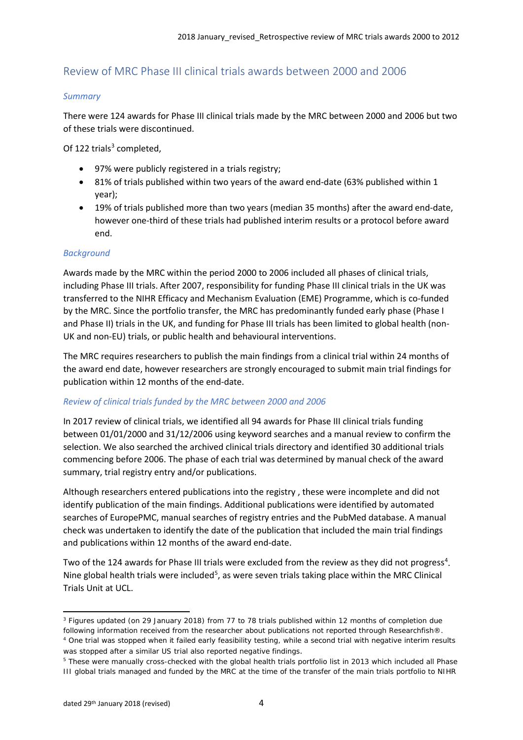## Review of MRC Phase III clinical trials awards between 2000 and 2006

### *Summary*

There were 124 awards for Phase III clinical trials made by the MRC between 2000 and 2006 but two of these trials were discontinued.

Of 122 trials[3] completed,

- 97% were publicly registered in a trials registry;
- 81% of trials published within two years of the award end-date (63% published within 1 year);
- 19% of trials published more than two years (median 35 months) after the award end-date, however one-third of these trials had published interim results or a protocol before award end.

### *Background*

Awards made by the MRC within the period 2000 to 2006 included all phases of clinical trials, including Phase III trials. After 2007, responsibility for funding Phase III clinical trials in the UK was transferred to the NIHR Efficacy and Mechanism Evaluation (EME) Programme, which is co-funded by the MRC. Since the portfolio transfer, the MRC has predominantly funded early phase (Phase I and Phase II) trials in the UK, and funding for Phase III trials has been limited to global health (non-UK and non-EU) trials, or public health and behavioural interventions.

The MRC requires researchers to publish the main findings from a clinical trial within 24 months of the award end date, however researchers are strongly encouraged to submit main trial findings for publication within 12 months of the end-date.

### *Review of clinical trials funded by the MRC between 2000 and 2006*

In 2017 review of clinical trials, we identified all 94 awards for Phase III clinical trials funding between 01/01/2000 and 31/12/2006 using keyword searches and a manual review to confirm the selection. We also searched the archived clinical trials directory and identified 30 additional trials commencing before 2006. The phase of each trial was determined by manual check of the award summary, trial registry entry and/or publications.

Although researchers entered publications into the registry , these were incomplete and did not identify publication of the main findings. Additional publications were identified by automated searches of EuropePMC, manual searches of registry entries and the PubMed database. A manual check was undertaken to identify the date of the publication that included the main trial findings and publications within 12 months of the award end-date.

Two of the 124 awards for Phase III trials were excluded from the review as they did not progress[4]. Nine global health trials were included[5], as were seven trials taking place within the MRC Clinical Trials Unit at UCL.

---

[3] Figures updated (on 29 January 2018) from 77 to 78 trials published within 12 months of completion due following information received from the researcher about publications not reported through Researchfish®.

[4] One trial was stopped when it failed early feasibility testing, while a second trial with negative interim results was stopped after a similar US trial also reported negative findings.

[5] These were manually cross-checked with the global health trials portfolio list in 2013 which included all Phase III global trials managed and funded by the MRC at the time of the transfer of the main trials portfolio to NIHR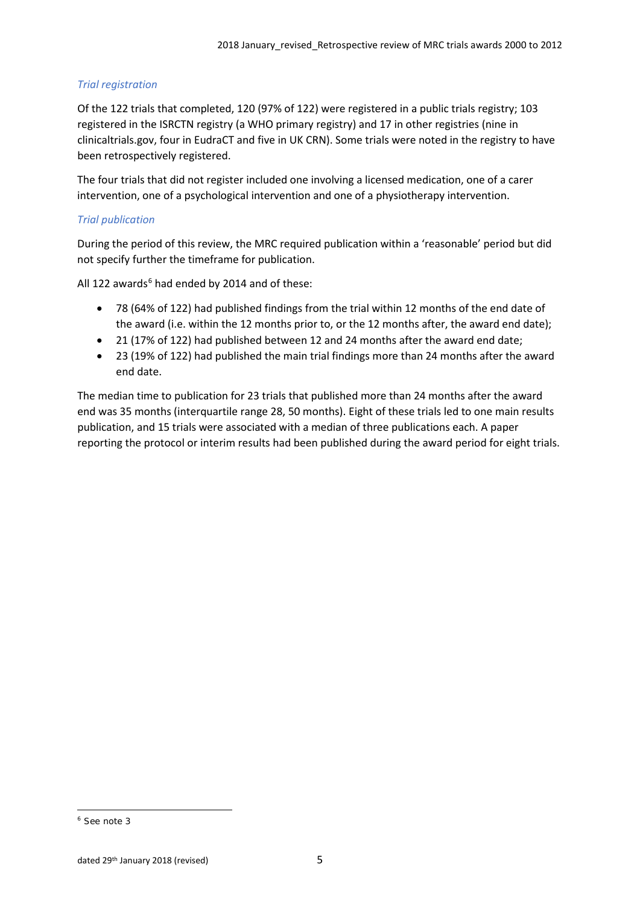*Trial registration*

Of the 122 trials that completed, 120 (97% of 122) were registered in a public trials registry; 103 registered in the ISRCTN registry (a WHO primary registry) and 17 in other registries (nine in clinicaltrials.gov, four in EudraCT and five in UK CRN). Some trials were noted in the registry to have been retrospectively registered.

The four trials that did not register included one involving a licensed medication, one of a carer intervention, one of a psychological intervention and one of a physiotherapy intervention.

*Trial publication*

During the period of this review, the MRC required publication within a 'reasonable' period but did not specify further the timeframe for publication.

All 122 awards[6] had ended by 2014 and of these:

- 78 (64% of 122) had published findings from the trial within 12 months of the end date of the award (i.e. within the 12 months prior to, or the 12 months after, the award end date);
- 21 (17% of 122) had published between 12 and 24 months after the award end date;
- 23 (19% of 122) had published the main trial findings more than 24 months after the award end date.

The median time to publication for 23 trials that published more than 24 months after the award end was 35 months (interquartile range 28, 50 months). Eight of these trials led to one main results publication, and 15 trials were associated with a median of three publications each. A paper reporting the protocol or interim results had been published during the award period for eight trials.

[6] See note 3